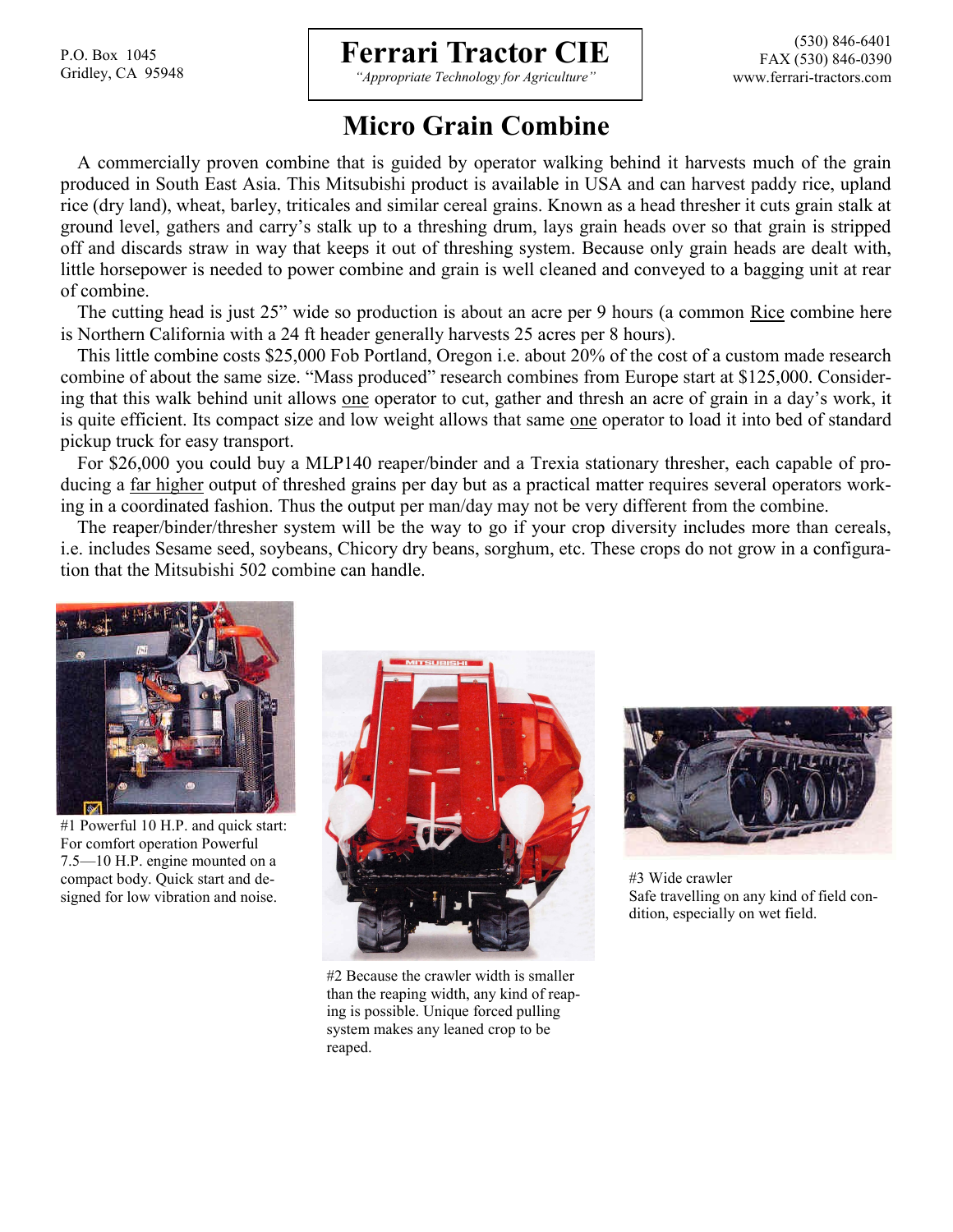P.O. Box 1045
Gridley, CA 95948

# Ferrari Tractor CIE

*"Appropriate Technology for Agriculture"*

(530) 846-6401
FAX (530) 846-0390
www.ferrari-tractors.com

## Micro Grain Combine

A commercially proven combine that is guided by operator walking behind it harvests much of the grain produced in South East Asia. This Mitsubishi product is available in USA and can harvest paddy rice, upland rice (dry land), wheat, barley, triticales and similar cereal grains. Known as a head thresher it cuts grain stalk at ground level, gathers and carry's stalk up to a threshing drum, lays grain heads over so that grain is stripped off and discards straw in way that keeps it out of threshing system. Because only grain heads are dealt with, little horsepower is needed to power combine and grain is well cleaned and conveyed to a bagging unit at rear of combine.

The cutting head is just 25" wide so production is about an acre per 9 hours (a common Rice combine here is Northern California with a 24 ft header generally harvests 25 acres per 8 hours).

This little combine costs $25,000 Fob Portland, Oregon i.e. about 20% of the cost of a custom made research combine of about the same size. "Mass produced" research combines from Europe start at $125,000. Considering that this walk behind unit allows one operator to cut, gather and thresh an acre of grain in a day's work, it is quite efficient. Its compact size and low weight allows that same one operator to load it into bed of standard pickup truck for easy transport.

For $26,000 you could buy a MLP140 reaper/binder and a Trexia stationary thresher, each capable of producing a far higher output of threshed grains per day but as a practical matter requires several operators working in a coordinated fashion. Thus the output per man/day may not be very different from the combine.

The reaper/binder/thresher system will be the way to go if your crop diversity includes more than cereals, i.e. includes Sesame seed, soybeans, Chicory dry beans, sorghum, etc. These crops do not grow in a configuration that the Mitsubishi 502 combine can handle.

#1 Powerful 10 H.P. and quick start: For comfort operation Powerful 7.5—10 H.P. engine mounted on a compact body. Quick start and designed for low vibration and noise.

#2 Because the crawler width is smaller than the reaping width, any kind of reaping is possible. Unique forced pulling system makes any leaned crop to be reaped.

#3 Wide crawler
Safe travelling on any kind of field condition, especially on wet field.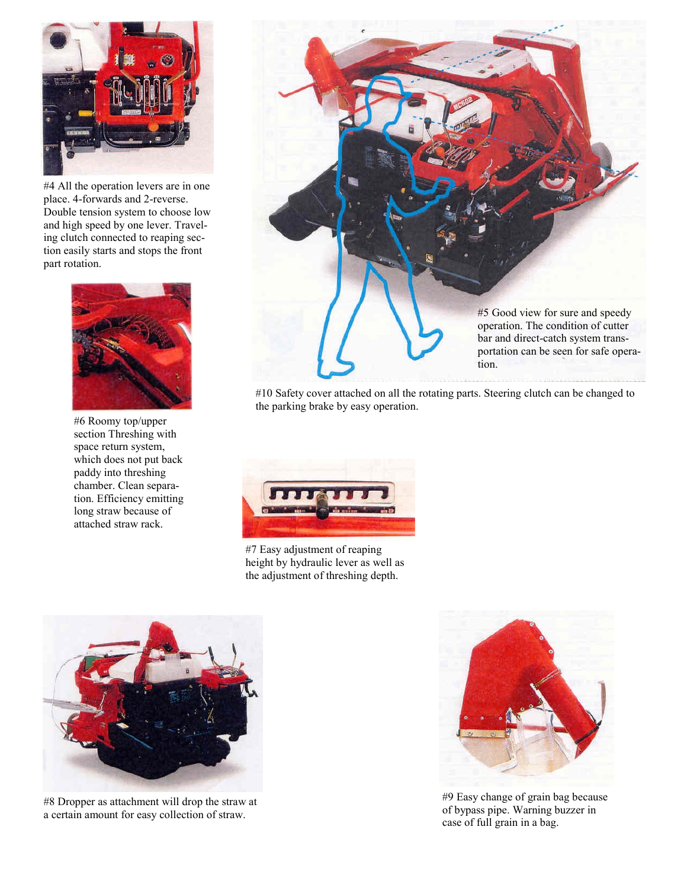#4 All the operation levers are in one place. 4-forwards and 2-reverse. Double tension system to choose low and high speed by one lever. Traveling clutch connected to reaping section easily starts and stops the front part rotation.

#5 Good view for sure and speedy operation. The condition of cutter bar and direct-catch system transportation can be seen for safe operation.

#10 Safety cover attached on all the rotating parts. Steering clutch can be changed to the parking brake by easy operation.

#6 Roomy top/upper section Threshing with space return system, which does not put back paddy into threshing chamber. Clean separation. Efficiency emitting long straw because of attached straw rack.

#7 Easy adjustment of reaping height by hydraulic lever as well as the adjustment of threshing depth.

#8 Dropper as attachment will drop the straw at a certain amount for easy collection of straw.

#9 Easy change of grain bag because of bypass pipe. Warning buzzer in case of full grain in a bag.